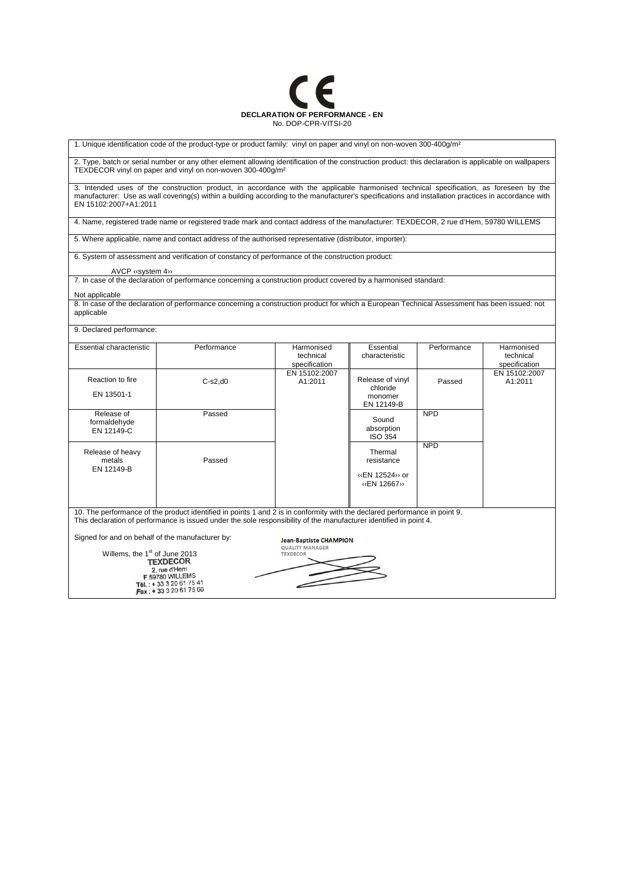CE

**DECLARATION OF PERFORMANCE - EN**

No. DOP-CPR-VITSI-20

1. Unique identification code of the product-type or product family: vinyl on paper and vinyl on non-woven 300-400g/m²

2. Type, batch or serial number or any other element allowing identification of the construction product: this declaration is applicable on wallpapers TEXDECOR vinyl on paper and vinyl on non-woven 300-400g/m²

3. Intended uses of the construction product, in accordance with the applicable harmonised technical specification, as foreseen by the manufacturer: Use as wall covering(s) within a building according to the manufacturer's specifications and installation practices in accordance with EN 15102:2007+A1:2011

4. Name, registered trade name or registered trade mark and contact address of the manufacturer: TEXDECOR, 2 rue d'Hem, 59780 WILLEMS

5. Where applicable, name and contact address of the authorised representative (distributor, importer):

6. System of assessment and verification of constancy of performance of the construction product:

AVCP ‹‹system 4››

7. In case of the declaration of performance concerning a construction product covered by a harmonised standard:

Not applicable

8. In case of the declaration of performance concerning a construction product for which a European Technical Assessment has been issued: not applicable

9. Declared performance:

| Essential characteristic | Performance | Harmonised technical specification | Essential characteristic | Performance | Harmonised technical specification |
|---|---|---|---|---|---|
| Reaction to fire EN 13501-1 | C-s2,d0 | EN 15102:2007 A1:2011 | Release of vinyl chloride monomer EN 12149-B | Passed | EN 15102:2007 A1:2011 |
| Release of formaldehyde EN 12149-C | Passed | | Sound absorption ISO 354 | NPD | |
| Release of heavy metals EN 12149-B | Passed | | Thermal resistance ‹‹EN 12524›› or ‹‹EN 12667›› | NPD | |

10. The performance of the product identified in points 1 and 2 is in conformity with the declared performance in point 9.
This declaration of performance is issued under the sole responsibility of the manufacturer identified in point 4.

Signed for and on behalf of the manufacturer by:

Jean-Baptiste CHAMPION
QUALITY MANAGER
TEXDECOR

Willems, the 1st of June 2013

TEXDECOR
2, rue d'Hem
F 59780 WILLEMS
Tél. : + 33 3 20 61 75 41
Fax : + 33 3 20 61 75 66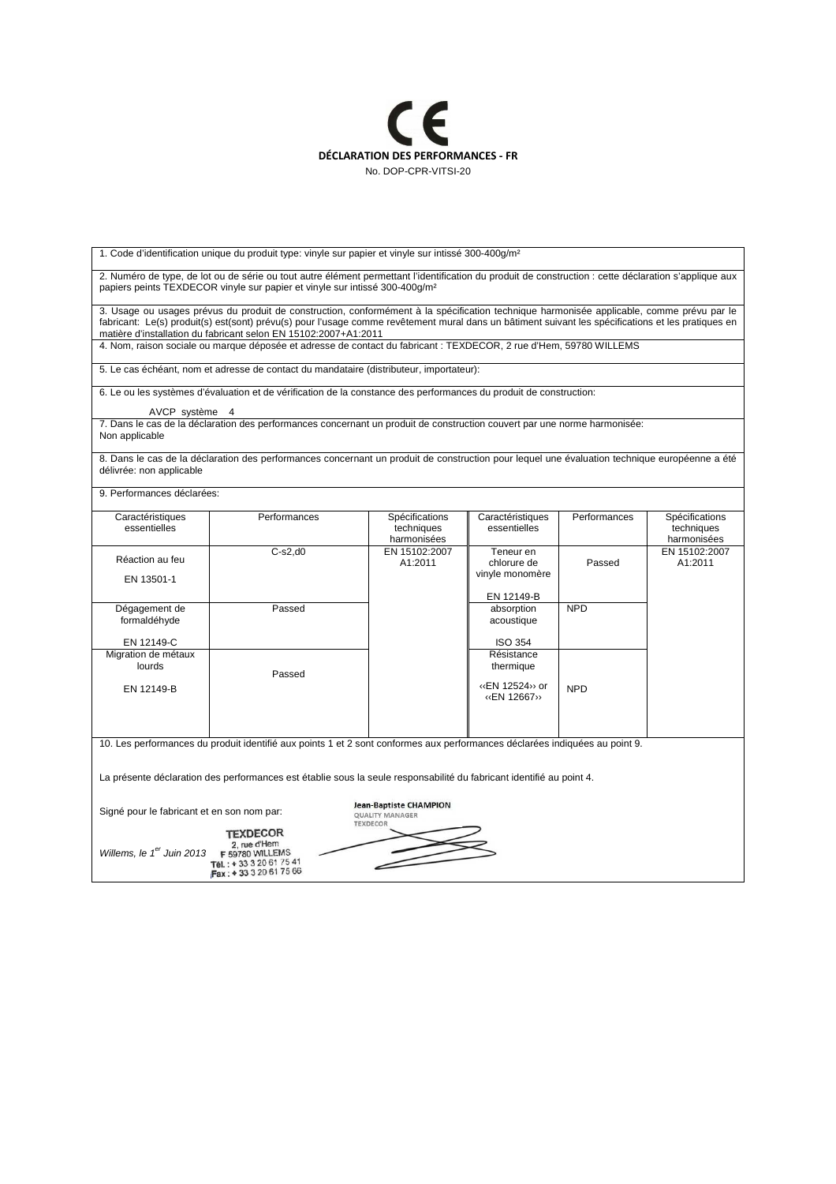CE

**DÉCLARATION DES PERFORMANCES - FR**

No. DOP-CPR-VITSI-20

1. Code d'identification unique du produit type: vinyle sur papier et vinyle sur intissé 300-400g/m²

2. Numéro de type, de lot ou de série ou tout autre élément permettant l'identification du produit de construction : cette déclaration s'applique aux papiers peints TEXDECOR vinyle sur papier et vinyle sur intissé 300-400g/m²

3. Usage ou usages prévus du produit de construction, conformément à la spécification technique harmonisée applicable, comme prévu par le fabricant: Le(s) produit(s) est(sont) prévu(s) pour l'usage comme revêtement mural dans un bâtiment suivant les spécifications et les pratiques en matière d'installation du fabricant selon EN 15102:2007+A1:2011

4. Nom, raison sociale ou marque déposée et adresse de contact du fabricant : TEXDECOR, 2 rue d'Hem, 59780 WILLEMS

5. Le cas échéant, nom et adresse de contact du mandataire (distributeur, importateur):

6. Le ou les systèmes d'évaluation et de vérification de la constance des performances du produit de construction:

AVCP système 4

7. Dans le cas de la déclaration des performances concernant un produit de construction couvert par une norme harmonisée:
Non applicable

8. Dans le cas de la déclaration des performances concernant un produit de construction pour lequel une évaluation technique européenne a été délivrée: non applicable

9. Performances déclarées:

| Caractéristiques essentielles | Performances | Spécifications techniques harmonisées | Caractéristiques essentielles | Performances | Spécifications techniques harmonisées |
|---|---|---|---|---|---|
| Réaction au feu<br>EN 13501-1 | C-s2,d0 | EN 15102:2007 A1:2011 | Teneur en chlorure de vinyle monomère<br>EN 12149-B | Passed | EN 15102:2007 A1:2011 |
| Dégagement de formaldéhyde<br>EN 12149-C | Passed | | absorption acoustique<br>ISO 354 | NPD | |
| Migration de métaux lourds<br>EN 12149-B | Passed | | Résistance thermique<br>‹‹EN 12524›› or ‹‹EN 12667›› | NPD | |

10. Les performances du produit identifié aux points 1 et 2 sont conformes aux performances déclarées indiquées au point 9.

La présente déclaration des performances est établie sous la seule responsabilité du fabricant identifié au point 4.

Signé pour le fabricant et en son nom par:

Jean-Baptiste CHAMPION
QUALITY MANAGER
TEXDECOR

*Willems, le 1er Juin 2013*

TEXDECOR
2, rue d'Hem
F 59780 WILLEMS
Tél. : + 33 3 20 61 75 41
Fax : + 33 3 20 61 75 66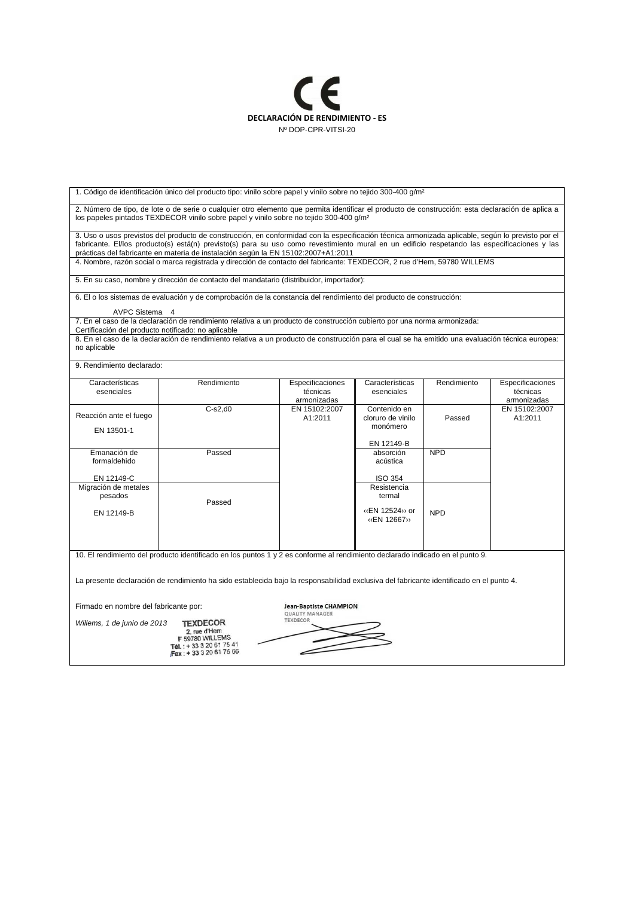CE

**DECLARACIÓN DE RENDIMIENTO - ES**

Nº DOP-CPR-VITSI-20

1. Código de identificación único del producto tipo: vinilo sobre papel y vinilo sobre no tejido 300-400 g/m²

2. Número de tipo, de lote o de serie o cualquier otro elemento que permita identificar el producto de construcción: esta declaración de aplica a los papeles pintados TEXDECOR vinilo sobre papel y vinilo sobre no tejido 300-400 g/m²

3. Uso o usos previstos del producto de construcción, en conformidad con la especificación técnica armonizada aplicable, según lo previsto por el fabricante. El/los producto(s) está(n) previsto(s) para su uso como revestimiento mural en un edificio respetando las especificaciones y las prácticas del fabricante en materia de instalación según la EN 15102:2007+A1:2011

4. Nombre, razón social o marca registrada y dirección de contacto del fabricante: TEXDECOR, 2 rue d'Hem, 59780 WILLEMS

5. En su caso, nombre y dirección de contacto del mandatario (distribuidor, importador):

6. El o los sistemas de evaluación y de comprobación de la constancia del rendimiento del producto de construcción:

AVPC Sistema 4

7. En el caso de la declaración de rendimiento relativa a un producto de construcción cubierto por una norma armonizada:
Certificación del producto notificado: no aplicable

8. En el caso de la declaración de rendimiento relativa a un producto de construcción para el cual se ha emitido una evaluación técnica europea: no aplicable

9. Rendimiento declarado:

| Características esenciales | Rendimiento | Especificaciones técnicas armonizadas | Características esenciales | Rendimiento | Especificaciones técnicas armonizadas |
|---|---|---|---|---|---|
| Reacción ante el fuego<br>EN 13501-1 | C-s2,d0 | EN 15102:2007 A1:2011 | Contenido en cloruro de vinilo monómero<br>EN 12149-B | Passed | EN 15102:2007 A1:2011 |
| Emanación de formaldehido<br>EN 12149-C | Passed | | absorción acústica<br>ISO 354 | NPD | |
| Migración de metales pesados<br>EN 12149-B | Passed | | Resistencia termal<br>‹‹EN 12524›› or ‹‹EN 12667›› | NPD | |

10. El rendimiento del producto identificado en los puntos 1 y 2 es conforme al rendimiento declarado indicado en el punto 9.

La presente declaración de rendimiento ha sido establecida bajo la responsabilidad exclusiva del fabricante identificado en el punto 4.

Firmado en nombre del fabricante por:

*Willems, 1 de junio de 2013*

TEXDECOR
2, rue d'Hem
F 59780 WILLEMS
Tél. : + 33 3 20 61 75 41
Fax : + 33 3 20 61 75 66

**Jean-Baptiste CHAMPION**
QUALITY MANAGER
TEXDECOR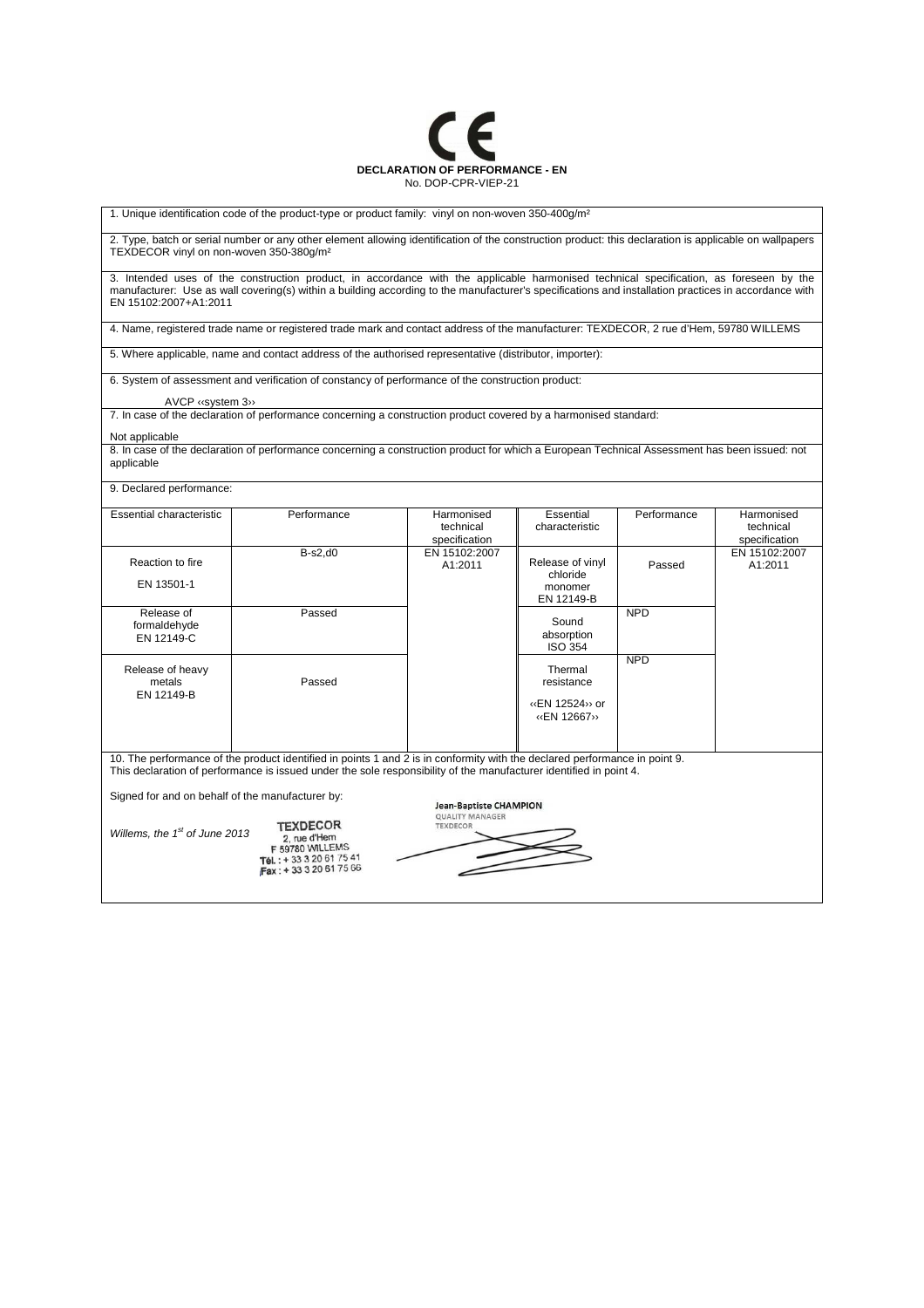# CE

**DECLARATION OF PERFORMANCE - EN**

No. DOP-CPR-VIEP-21

1. Unique identification code of the product-type or product family: vinyl on non-woven 350-400g/m²

2. Type, batch or serial number or any other element allowing identification of the construction product: this declaration is applicable on wallpapers TEXDECOR vinyl on non-woven 350-380g/m²

3. Intended uses of the construction product, in accordance with the applicable harmonised technical specification, as foreseen by the manufacturer: Use as wall covering(s) within a building according to the manufacturer's specifications and installation practices in accordance with EN 15102:2007+A1:2011

4. Name, registered trade name or registered trade mark and contact address of the manufacturer: TEXDECOR, 2 rue d'Hem, 59780 WILLEMS

5. Where applicable, name and contact address of the authorised representative (distributor, importer):

6. System of assessment and verification of constancy of performance of the construction product:

AVCP ‹‹system 3››

7. In case of the declaration of performance concerning a construction product covered by a harmonised standard:

Not applicable

8. In case of the declaration of performance concerning a construction product for which a European Technical Assessment has been issued: not applicable

9. Declared performance:

| Essential characteristic | Performance | Harmonised technical specification | Essential characteristic | Performance | Harmonised technical specification |
|---|---|---|---|---|---|
| Reaction to fire EN 13501-1 | B-s2,d0 | EN 15102:2007 A1:2011 | Release of vinyl chloride monomer EN 12149-B | Passed | EN 15102:2007 A1:2011 |
| Release of formaldehyde EN 12149-C | Passed | | Sound absorption ISO 354 | NPD | |
| Release of heavy metals EN 12149-B | Passed | | Thermal resistance ‹‹EN 12524›› or ‹‹EN 12667›› | NPD | |

10. The performance of the product identified in points 1 and 2 is in conformity with the declared performance in point 9.
This declaration of performance is issued under the sole responsibility of the manufacturer identified in point 4.

Signed for and on behalf of the manufacturer by:

*Willems, the 1st of June 2013*

TEXDECOR
2, rue d'Hem
F 59780 WILLEMS
Tél. : + 33 3 20 61 75 41
Fax : + 33 3 20 61 75 66

Jean-Baptiste CHAMPION
QUALITY MANAGER
TEXDECOR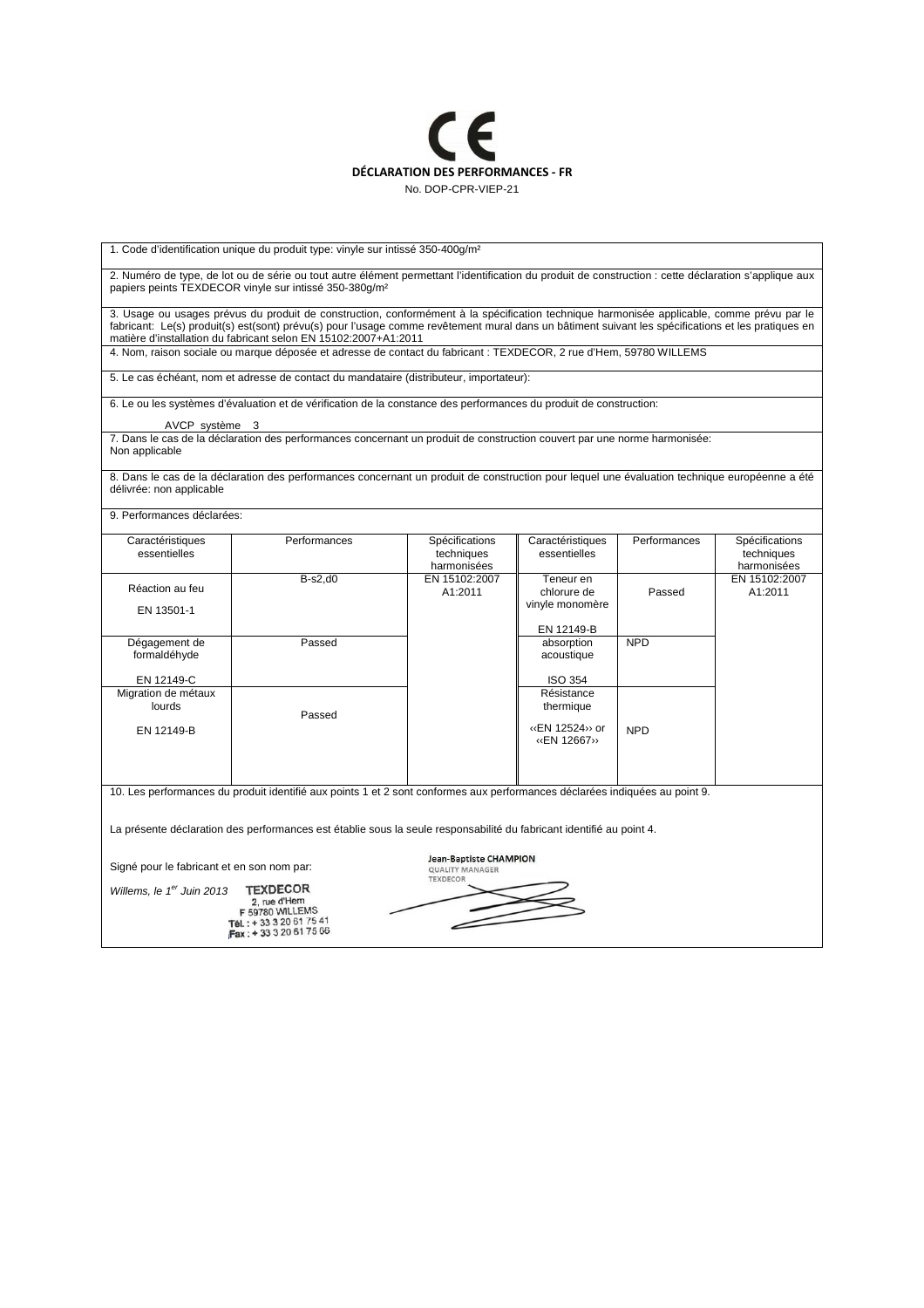CE

**DÉCLARATION DES PERFORMANCES - FR**

No. DOP-CPR-VIEP-21

1. Code d'identification unique du produit type: vinyle sur intissé 350-400g/m²

2. Numéro de type, de lot ou de série ou tout autre élément permettant l'identification du produit de construction : cette déclaration s'applique aux papiers peints TEXDECOR vinyle sur intissé 350-380g/m²

3. Usage ou usages prévus du produit de construction, conformément à la spécification technique harmonisée applicable, comme prévu par le fabricant: Le(s) produit(s) est(sont) prévu(s) pour l'usage comme revêtement mural dans un bâtiment suivant les spécifications et les pratiques en matière d'installation du fabricant selon EN 15102:2007+A1:2011

4. Nom, raison sociale ou marque déposée et adresse de contact du fabricant : TEXDECOR, 2 rue d'Hem, 59780 WILLEMS

5. Le cas échéant, nom et adresse de contact du mandataire (distributeur, importateur):

6. Le ou les systèmes d'évaluation et de vérification de la constance des performances du produit de construction:

AVCP système 3

7. Dans le cas de la déclaration des performances concernant un produit de construction couvert par une norme harmonisée:
Non applicable

8. Dans le cas de la déclaration des performances concernant un produit de construction pour lequel une évaluation technique européenne a été délivrée: non applicable

9. Performances déclarées:

| Caractéristiques essentielles | Performances | Spécifications techniques harmonisées | Caractéristiques essentielles | Performances | Spécifications techniques harmonisées |
|---|---|---|---|---|---|
| Réaction au feu<br>EN 13501-1 | B-s2,d0 | EN 15102:2007 A1:2011 | Teneur en chlorure de vinyle monomère<br>EN 12149-B | Passed | EN 15102:2007 A1:2011 |
| Dégagement de formaldéhyde<br>EN 12149-C | Passed | | absorption acoustique<br>ISO 354 | NPD | |
| Migration de métaux lourds<br>EN 12149-B | Passed | | Résistance thermique<br>‹‹EN 12524›› or ‹‹EN 12667›› | NPD | |

10. Les performances du produit identifié aux points 1 et 2 sont conformes aux performances déclarées indiquées au point 9.

La présente déclaration des performances est établie sous la seule responsabilité du fabricant identifié au point 4.

Signé pour le fabricant et en son nom par:

Jean-Baptiste CHAMPION
QUALITY MANAGER
TEXDECOR

*Willems, le 1[er] Juin 2013*

TEXDECOR
2, rue d'Hem
F 59780 WILLEMS
Tél. : + 33 3 20 61 75 41
Fax : + 33 3 20 61 75 66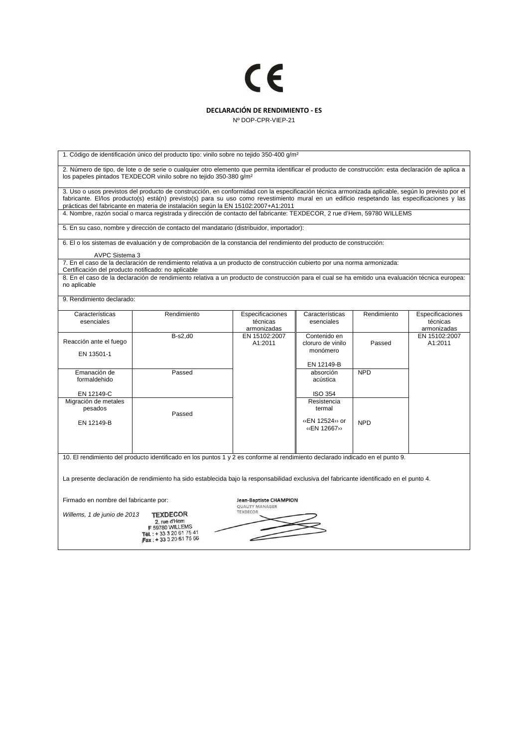CE

**DECLARACIÓN DE RENDIMIENTO - ES**

Nº DOP-CPR-VIEP-21

1. Código de identificación único del producto tipo: vinilo sobre no tejido 350-400 g/m²

2. Número de tipo, de lote o de serie o cualquier otro elemento que permita identificar el producto de construcción: esta declaración de aplica a los papeles pintados TEXDECOR vinilo sobre no tejido 350-380 g/m²

3. Uso o usos previstos del producto de construcción, en conformidad con la especificación técnica armonizada aplicable, según lo previsto por el fabricante. El/los producto(s) está(n) previsto(s) para su uso como revestimiento mural en un edificio respetando las especificaciones y las prácticas del fabricante en materia de instalación según la EN 15102:2007+A1:2011

4. Nombre, razón social o marca registrada y dirección de contacto del fabricante: TEXDECOR, 2 rue d'Hem, 59780 WILLEMS

5. En su caso, nombre y dirección de contacto del mandatario (distribuidor, importador):

6. El o los sistemas de evaluación y de comprobación de la constancia del rendimiento del producto de construcción:

AVPC Sistema 3

7. En el caso de la declaración de rendimiento relativa a un producto de construcción cubierto por una norma armonizada:
Certificación del producto notificado: no aplicable

8. En el caso de la declaración de rendimiento relativa a un producto de construcción para el cual se ha emitido una evaluación técnica europea: no aplicable

9. Rendimiento declarado:

| Características esenciales | Rendimiento | Especificaciones técnicas armonizadas | Características esenciales | Rendimiento | Especificaciones técnicas armonizadas |
|---|---|---|---|---|---|
| Reacción ante el fuego EN 13501-1 | B-s2,d0 | EN 15102:2007 A1:2011 | Contenido en cloruro de vinilo monómero EN 12149-B | Passed | EN 15102:2007 A1:2011 |
| Emanación de formaldehido EN 12149-C | Passed | | absorción acústica ISO 354 | NPD | |
| Migración de metales pesados EN 12149-B | Passed | | Resistencia termal ‹‹EN 12524›› or ‹‹EN 12667›› | NPD | |

10. El rendimiento del producto identificado en los puntos 1 y 2 es conforme al rendimiento declarado indicado en el punto 9.

La presente declaración de rendimiento ha sido establecida bajo la responsabilidad exclusiva del fabricante identificado en el punto 4.

Firmado en nombre del fabricante por:

Jean-Baptiste CHAMPION
QUALITY MANAGER
TEXDECOR

*Willems, 1 de junio de 2013*

TEXDECOR
2, rue d'Hem
F 59780 WILLEMS
Tél. : + 33 3 20 61 75 41
Fax : + 33 3 20 61 75 66